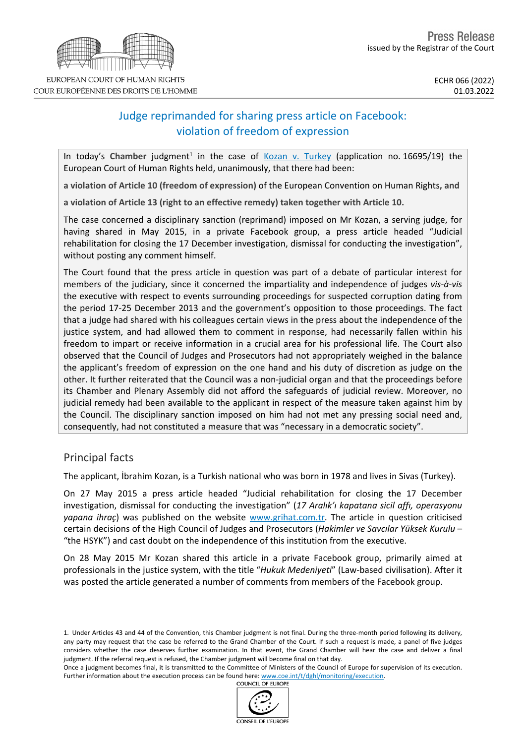EUROPEAN COURT OF HUMAN RIGHTS
COUR EUROPÉENNE DES DROITS DE L'HOMME

Press Release
issued by the Registrar of the Court

ECHR 066 (2022)
01.03.2022

# Judge reprimanded for sharing press article on Facebook: violation of freedom of expression

In today's **Chamber** judgment[1] in the case of Kozan v. Turkey (application no. 16695/19) the European Court of Human Rights held, unanimously, that there had been:

**a violation of Article 10 (freedom of expression)** of the European Convention on Human Rights, **and**

**a violation of Article 13 (right to an effective remedy) taken together with Article 10.**

The case concerned a disciplinary sanction (reprimand) imposed on Mr Kozan, a serving judge, for having shared in May 2015, in a private Facebook group, a press article headed "Judicial rehabilitation for closing the 17 December investigation, dismissal for conducting the investigation", without posting any comment himself.

The Court found that the press article in question was part of a debate of particular interest for members of the judiciary, since it concerned the impartiality and independence of judges *vis-à-vis* the executive with respect to events surrounding proceedings for suspected corruption dating from the period 17-25 December 2013 and the government's opposition to those proceedings. The fact that a judge had shared with his colleagues certain views in the press about the independence of the justice system, and had allowed them to comment in response, had necessarily fallen within his freedom to impart or receive information in a crucial area for his professional life. The Court also observed that the Council of Judges and Prosecutors had not appropriately weighed in the balance the applicant's freedom of expression on the one hand and his duty of discretion as judge on the other. It further reiterated that the Council was a non-judicial organ and that the proceedings before its Chamber and Plenary Assembly did not afford the safeguards of judicial review. Moreover, no judicial remedy had been available to the applicant in respect of the measure taken against him by the Council. The disciplinary sanction imposed on him had not met any pressing social need and, consequently, had not constituted a measure that was "necessary in a democratic society".

## Principal facts

The applicant, İbrahim Kozan, is a Turkish national who was born in 1978 and lives in Sivas (Turkey).

On 27 May 2015 a press article headed "Judicial rehabilitation for closing the 17 December investigation, dismissal for conducting the investigation" (*17 Aralık'ı kapatana sicil affı, operasyonu yapana ihraç*) was published on the website www.grihat.com.tr. The article in question criticised certain decisions of the High Council of Judges and Prosecutors (*Hakimler ve Savcılar Yüksek Kurulu* – "the HSYK") and cast doubt on the independence of this institution from the executive.

On 28 May 2015 Mr Kozan shared this article in a private Facebook group, primarily aimed at professionals in the justice system, with the title "*Hukuk Medeniyeti*" (Law-based civilisation). After it was posted the article generated a number of comments from members of the Facebook group.

1. Under Articles 43 and 44 of the Convention, this Chamber judgment is not final. During the three-month period following its delivery, any party may request that the case be referred to the Grand Chamber of the Court. If such a request is made, a panel of five judges considers whether the case deserves further examination. In that event, the Grand Chamber will hear the case and deliver a final judgment. If the referral request is refused, the Chamber judgment will become final on that day.
Once a judgment becomes final, it is transmitted to the Committee of Ministers of the Council of Europe for supervision of its execution. Further information about the execution process can be found here: www.coe.int/t/dghl/monitoring/execution.

COUNCIL OF EUROPE
CONSEIL DE L'EUROPE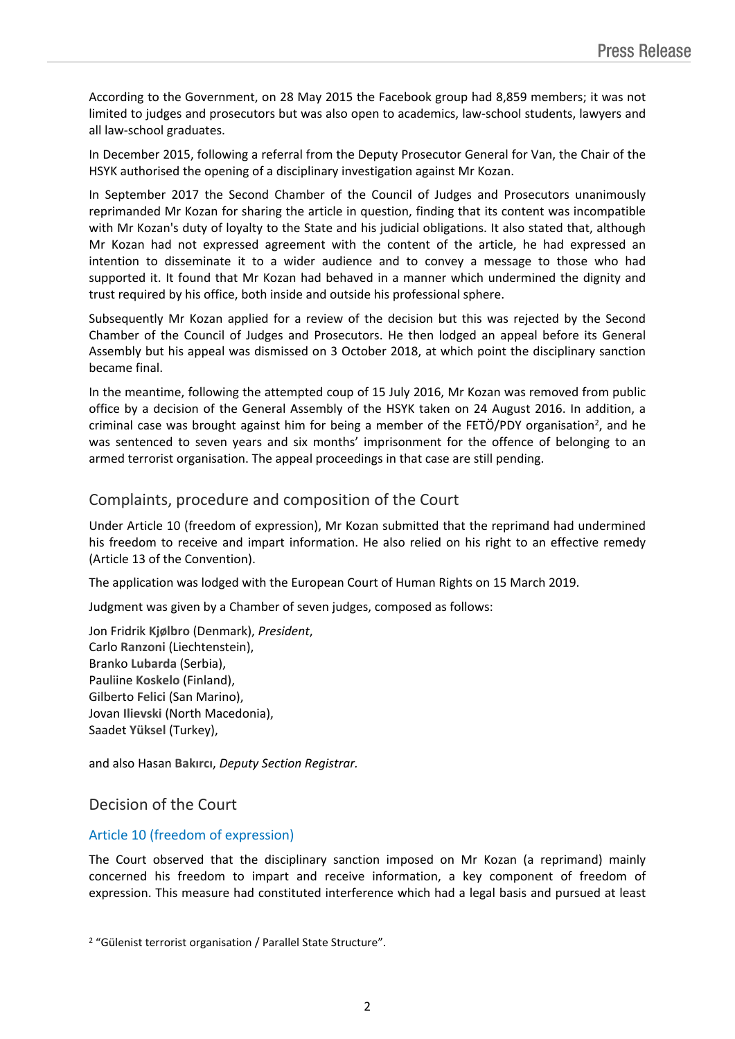According to the Government, on 28 May 2015 the Facebook group had 8,859 members; it was not limited to judges and prosecutors but was also open to academics, law-school students, lawyers and all law-school graduates.

In December 2015, following a referral from the Deputy Prosecutor General for Van, the Chair of the HSYK authorised the opening of a disciplinary investigation against Mr Kozan.

In September 2017 the Second Chamber of the Council of Judges and Prosecutors unanimously reprimanded Mr Kozan for sharing the article in question, finding that its content was incompatible with Mr Kozan's duty of loyalty to the State and his judicial obligations. It also stated that, although Mr Kozan had not expressed agreement with the content of the article, he had expressed an intention to disseminate it to a wider audience and to convey a message to those who had supported it. It found that Mr Kozan had behaved in a manner which undermined the dignity and trust required by his office, both inside and outside his professional sphere.

Subsequently Mr Kozan applied for a review of the decision but this was rejected by the Second Chamber of the Council of Judges and Prosecutors. He then lodged an appeal before its General Assembly but his appeal was dismissed on 3 October 2018, at which point the disciplinary sanction became final.

In the meantime, following the attempted coup of 15 July 2016, Mr Kozan was removed from public office by a decision of the General Assembly of the HSYK taken on 24 August 2016. In addition, a criminal case was brought against him for being a member of the FETÖ/PDY organisation[2], and he was sentenced to seven years and six months' imprisonment for the offence of belonging to an armed terrorist organisation. The appeal proceedings in that case are still pending.

## Complaints, procedure and composition of the Court

Under Article 10 (freedom of expression), Mr Kozan submitted that the reprimand had undermined his freedom to receive and impart information. He also relied on his right to an effective remedy (Article 13 of the Convention).

The application was lodged with the European Court of Human Rights on 15 March 2019.

Judgment was given by a Chamber of seven judges, composed as follows:

Jon Fridrik **Kjølbro** (Denmark), *President*,
Carlo **Ranzoni** (Liechtenstein),
Branko **Lubarda** (Serbia),
Pauliine **Koskelo** (Finland),
Gilberto **Felici** (San Marino),
Jovan **Ilievski** (North Macedonia),
Saadet **Yüksel** (Turkey),

and also Hasan **Bakırcı**, *Deputy Section Registrar.*

## Decision of the Court

### Article 10 (freedom of expression)

The Court observed that the disciplinary sanction imposed on Mr Kozan (a reprimand) mainly concerned his freedom to impart and receive information, a key component of freedom of expression. This measure had constituted interference which had a legal basis and pursued at least

[2] "Gülenist terrorist organisation / Parallel State Structure".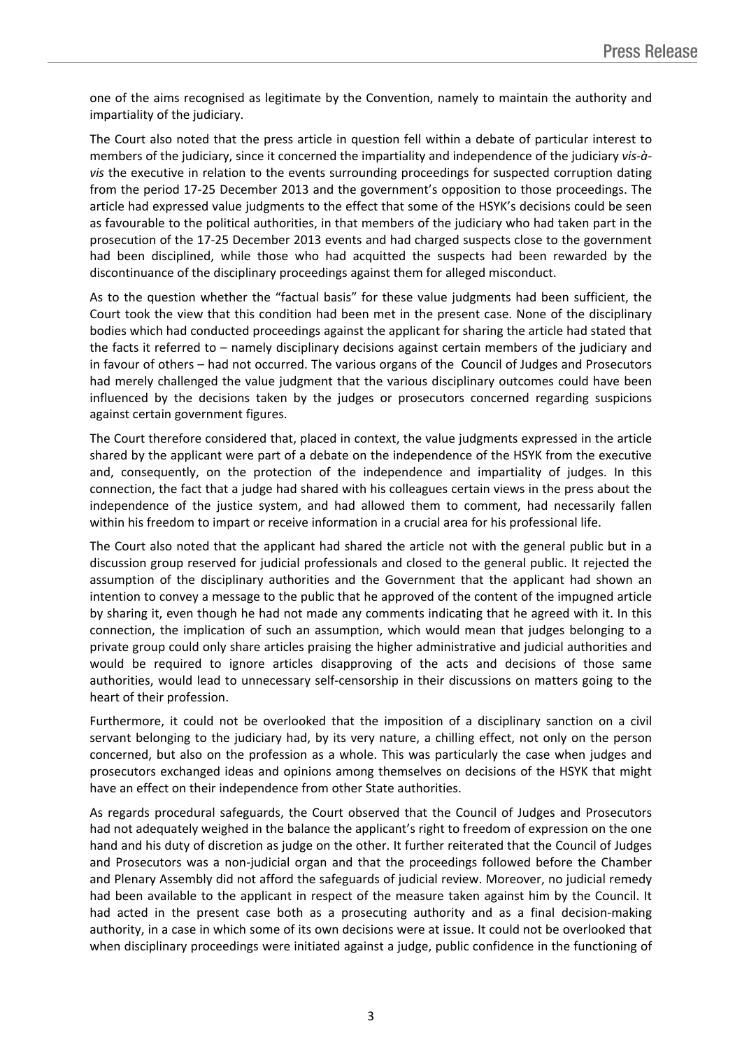one of the aims recognised as legitimate by the Convention, namely to maintain the authority and impartiality of the judiciary.

The Court also noted that the press article in question fell within a debate of particular interest to members of the judiciary, since it concerned the impartiality and independence of the judiciary *vis-à-vis* the executive in relation to the events surrounding proceedings for suspected corruption dating from the period 17-25 December 2013 and the government's opposition to those proceedings. The article had expressed value judgments to the effect that some of the HSYK's decisions could be seen as favourable to the political authorities, in that members of the judiciary who had taken part in the prosecution of the 17-25 December 2013 events and had charged suspects close to the government had been disciplined, while those who had acquitted the suspects had been rewarded by the discontinuance of the disciplinary proceedings against them for alleged misconduct.

As to the question whether the "factual basis" for these value judgments had been sufficient, the Court took the view that this condition had been met in the present case. None of the disciplinary bodies which had conducted proceedings against the applicant for sharing the article had stated that the facts it referred to – namely disciplinary decisions against certain members of the judiciary and in favour of others – had not occurred. The various organs of the Council of Judges and Prosecutors had merely challenged the value judgment that the various disciplinary outcomes could have been influenced by the decisions taken by the judges or prosecutors concerned regarding suspicions against certain government figures.

The Court therefore considered that, placed in context, the value judgments expressed in the article shared by the applicant were part of a debate on the independence of the HSYK from the executive and, consequently, on the protection of the independence and impartiality of judges. In this connection, the fact that a judge had shared with his colleagues certain views in the press about the independence of the justice system, and had allowed them to comment, had necessarily fallen within his freedom to impart or receive information in a crucial area for his professional life.

The Court also noted that the applicant had shared the article not with the general public but in a discussion group reserved for judicial professionals and closed to the general public. It rejected the assumption of the disciplinary authorities and the Government that the applicant had shown an intention to convey a message to the public that he approved of the content of the impugned article by sharing it, even though he had not made any comments indicating that he agreed with it. In this connection, the implication of such an assumption, which would mean that judges belonging to a private group could only share articles praising the higher administrative and judicial authorities and would be required to ignore articles disapproving of the acts and decisions of those same authorities, would lead to unnecessary self-censorship in their discussions on matters going to the heart of their profession.

Furthermore, it could not be overlooked that the imposition of a disciplinary sanction on a civil servant belonging to the judiciary had, by its very nature, a chilling effect, not only on the person concerned, but also on the profession as a whole. This was particularly the case when judges and prosecutors exchanged ideas and opinions among themselves on decisions of the HSYK that might have an effect on their independence from other State authorities.

As regards procedural safeguards, the Court observed that the Council of Judges and Prosecutors had not adequately weighed in the balance the applicant's right to freedom of expression on the one hand and his duty of discretion as judge on the other. It further reiterated that the Council of Judges and Prosecutors was a non-judicial organ and that the proceedings followed before the Chamber and Plenary Assembly did not afford the safeguards of judicial review. Moreover, no judicial remedy had been available to the applicant in respect of the measure taken against him by the Council. It had acted in the present case both as a prosecuting authority and as a final decision-making authority, in a case in which some of its own decisions were at issue. It could not be overlooked that when disciplinary proceedings were initiated against a judge, public confidence in the functioning of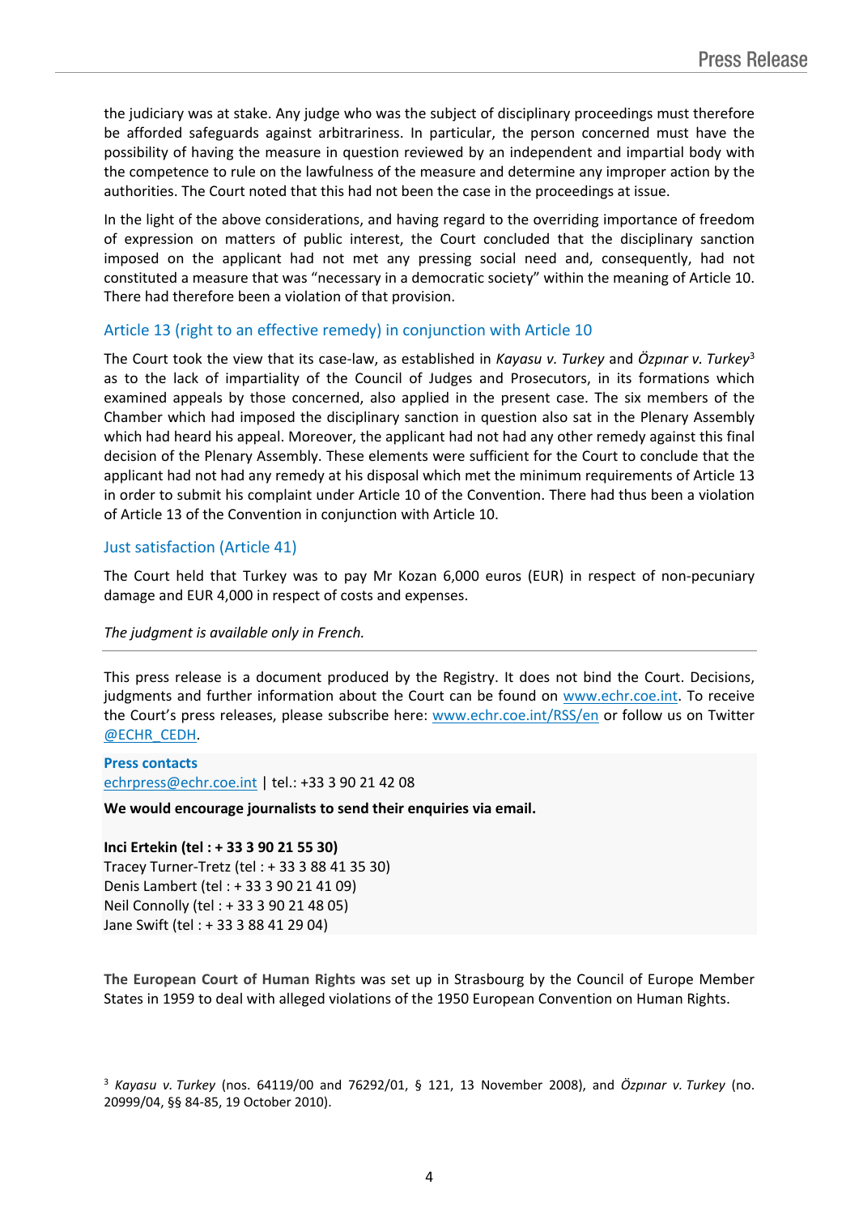the judiciary was at stake. Any judge who was the subject of disciplinary proceedings must therefore be afforded safeguards against arbitrariness. In particular, the person concerned must have the possibility of having the measure in question reviewed by an independent and impartial body with the competence to rule on the lawfulness of the measure and determine any improper action by the authorities. The Court noted that this had not been the case in the proceedings at issue.

In the light of the above considerations, and having regard to the overriding importance of freedom of expression on matters of public interest, the Court concluded that the disciplinary sanction imposed on the applicant had not met any pressing social need and, consequently, had not constituted a measure that was "necessary in a democratic society" within the meaning of Article 10. There had therefore been a violation of that provision.

### Article 13 (right to an effective remedy) in conjunction with Article 10

The Court took the view that its case-law, as established in *Kayasu v. Turkey* and *Özpınar v. Turkey*[3] as to the lack of impartiality of the Council of Judges and Prosecutors, in its formations which examined appeals by those concerned, also applied in the present case. The six members of the Chamber which had imposed the disciplinary sanction in question also sat in the Plenary Assembly which had heard his appeal. Moreover, the applicant had not had any other remedy against this final decision of the Plenary Assembly. These elements were sufficient for the Court to conclude that the applicant had not had any remedy at his disposal which met the minimum requirements of Article 13 in order to submit his complaint under Article 10 of the Convention. There had thus been a violation of Article 13 of the Convention in conjunction with Article 10.

### Just satisfaction (Article 41)

The Court held that Turkey was to pay Mr Kozan 6,000 euros (EUR) in respect of non-pecuniary damage and EUR 4,000 in respect of costs and expenses.

*The judgment is available only in French.*

---

This press release is a document produced by the Registry. It does not bind the Court. Decisions, judgments and further information about the Court can be found on www.echr.coe.int. To receive the Court's press releases, please subscribe here: www.echr.coe.int/RSS/en or follow us on Twitter @ECHR_CEDH.

**Press contacts**
echrpress@echr.coe.int | tel.: +33 3 90 21 42 08

**We would encourage journalists to send their enquiries via email.**

**Inci Ertekin (tel : + 33 3 90 21 55 30)**
Tracey Turner-Tretz (tel : + 33 3 88 41 35 30)
Denis Lambert (tel : + 33 3 90 21 41 09)
Neil Connolly (tel : + 33 3 90 21 48 05)
Jane Swift (tel : + 33 3 88 41 29 04)

**The European Court of Human Rights** was set up in Strasbourg by the Council of Europe Member States in 1959 to deal with alleged violations of the 1950 European Convention on Human Rights.

[3] *Kayasu v. Turkey* (nos. 64119/00 and 76292/01, § 121, 13 November 2008), and *Özpınar v. Turkey* (no. 20999/04, §§ 84-85, 19 October 2010).